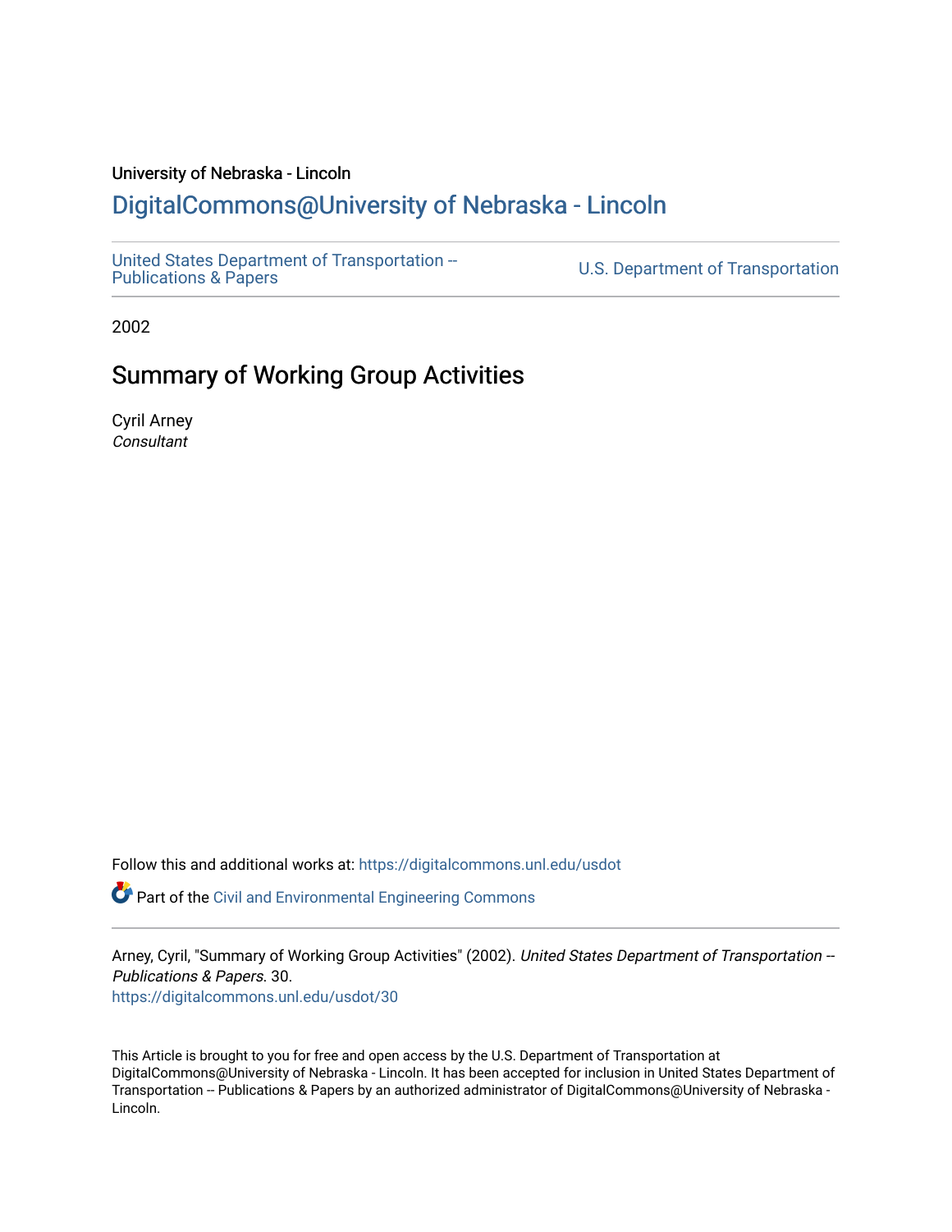University of Nebraska - Lincoln

## DigitalCommons@University of Nebraska - Lincoln

United States Department of Transportation -- Publications & Papers

U.S. Department of Transportation

2002

# Summary of Working Group Activities

Cyril Arney
*Consultant*

Follow this and additional works at: https://digitalcommons.unl.edu/usdot

Part of the Civil and Environmental Engineering Commons

Arney, Cyril, "Summary of Working Group Activities" (2002). *United States Department of Transportation -- Publications & Papers*. 30.
https://digitalcommons.unl.edu/usdot/30

This Article is brought to you for free and open access by the U.S. Department of Transportation at DigitalCommons@University of Nebraska - Lincoln. It has been accepted for inclusion in United States Department of Transportation -- Publications & Papers by an authorized administrator of DigitalCommons@University of Nebraska - Lincoln.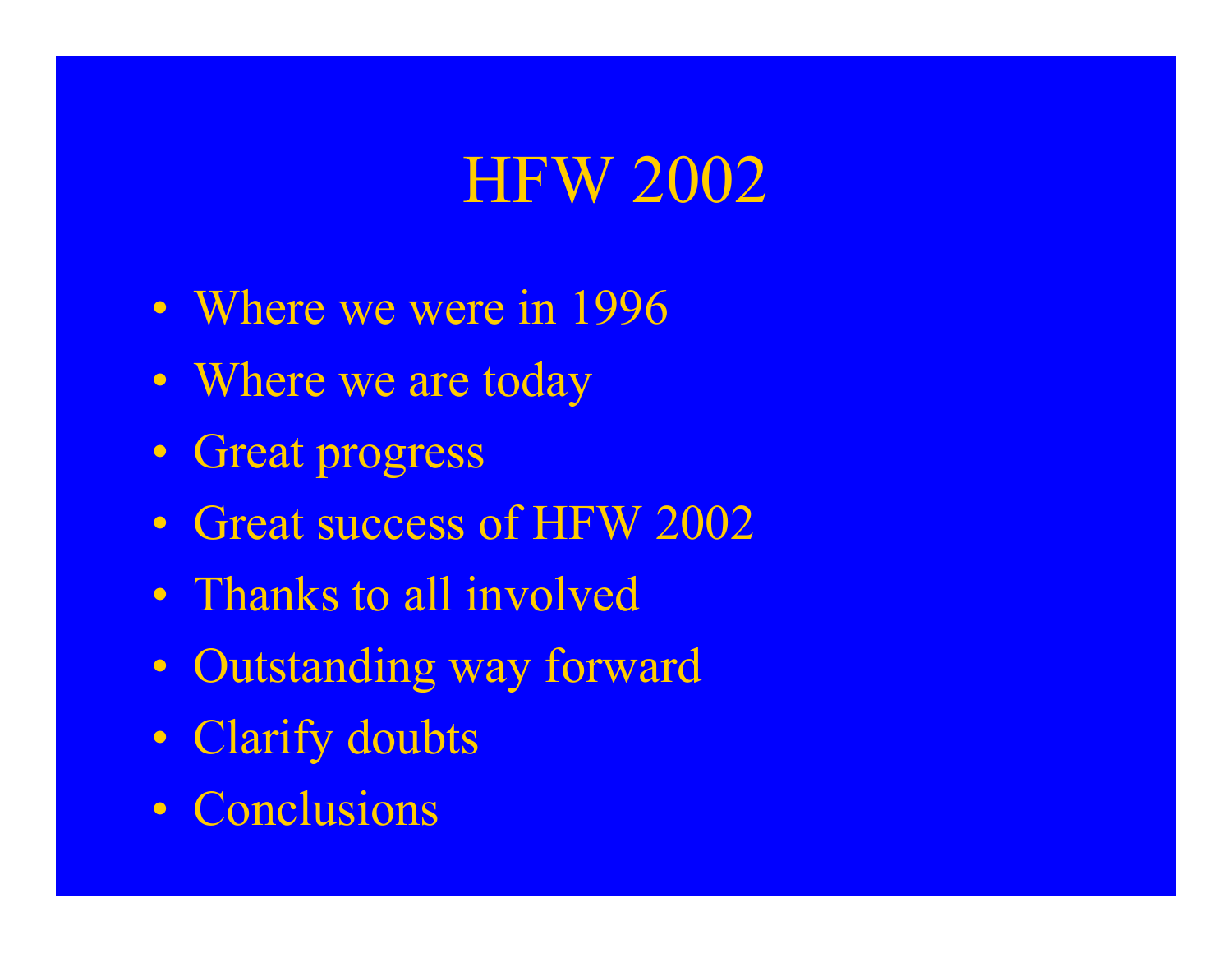# HFW 2002

- Where we were in 1996
- Where we are today
- Great progress
- Great success of HFW 2002
- Thanks to all involved
- Outstanding way forward
- Clarify doubts
- Conclusions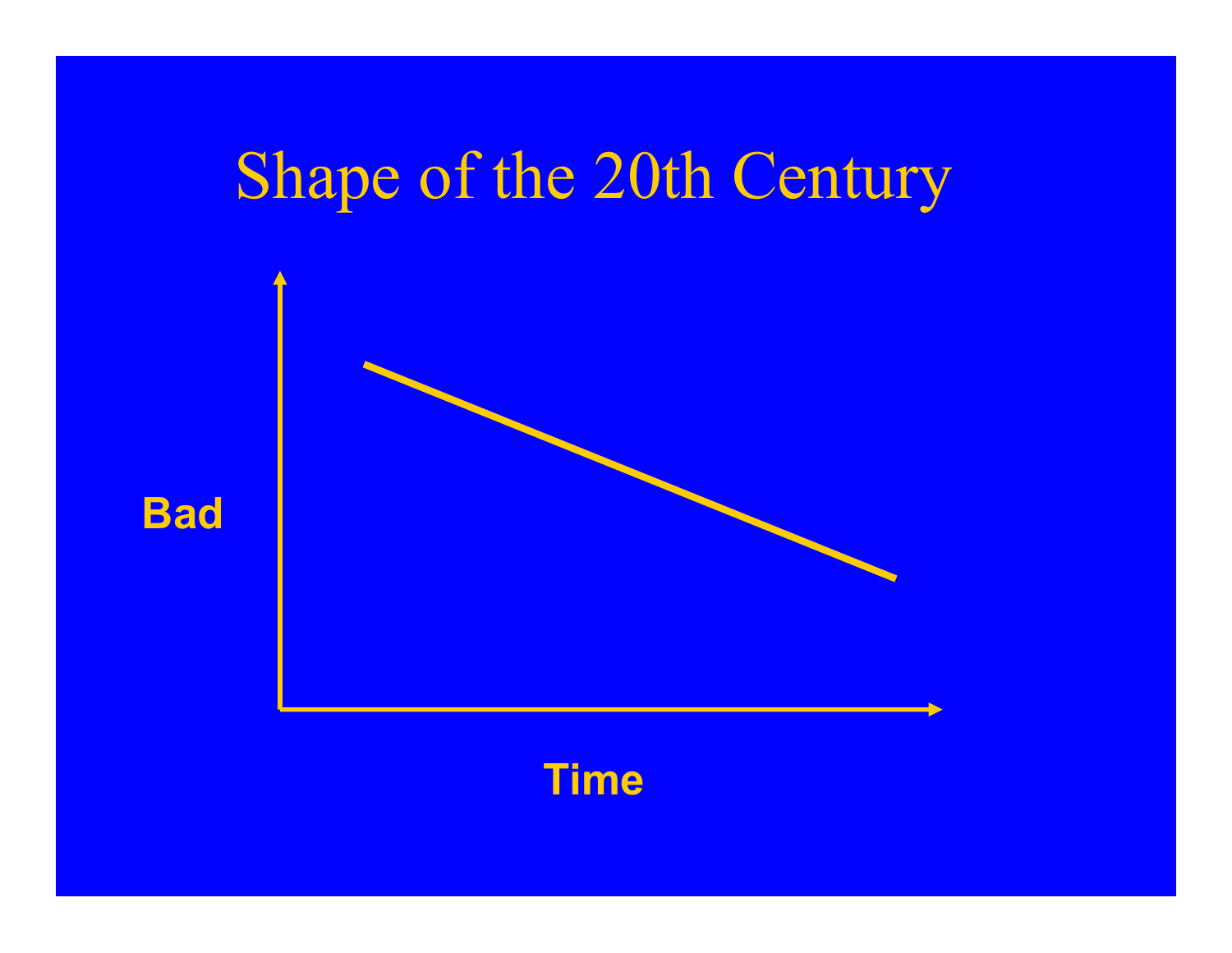# Shape of the 20th Century

**Bad**

**Time**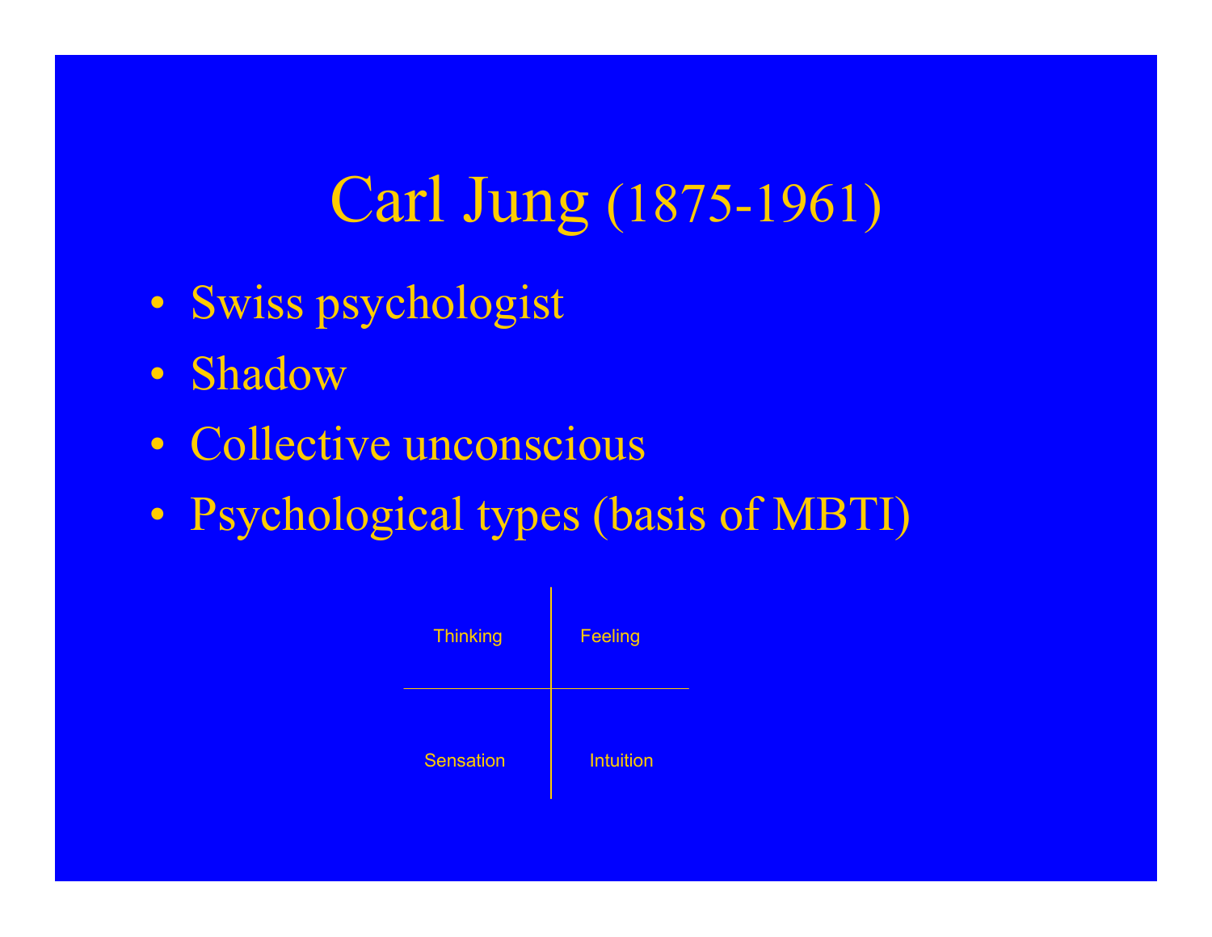# Carl Jung (1875-1961)

- Swiss psychologist
- Shadow
- Collective unconscious
- Psychological types (basis of MBTI)

| Thinking | Feeling |
| --- | --- |
| Sensation | Intuition |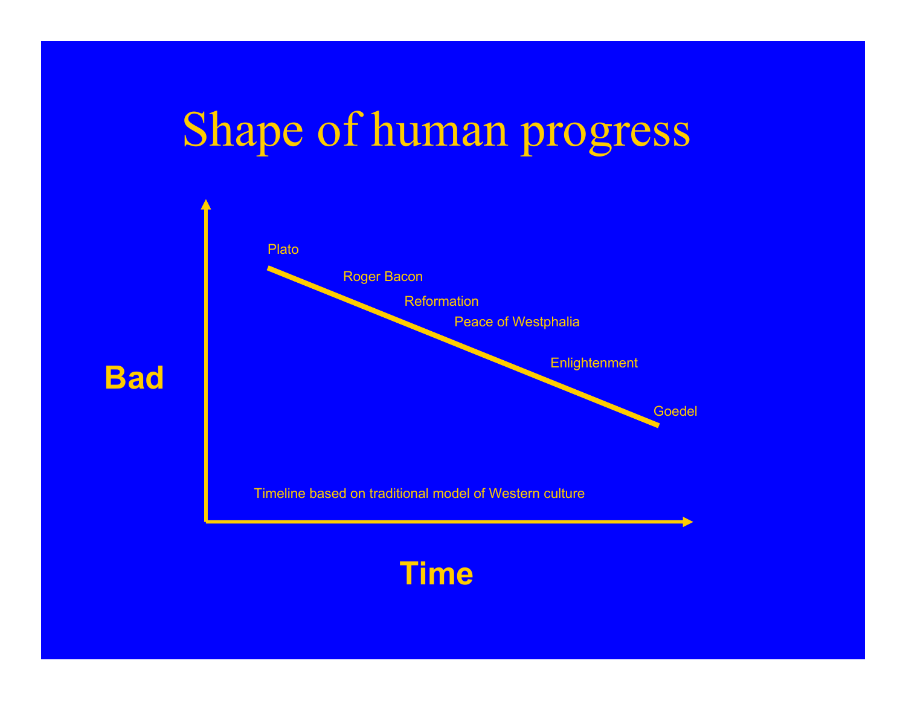# Shape of human progress

Bad

Plato

Roger Bacon

Reformation

Peace of Westphalia

Enlightenment

Goedel

Timeline based on traditional model of Western culture

Time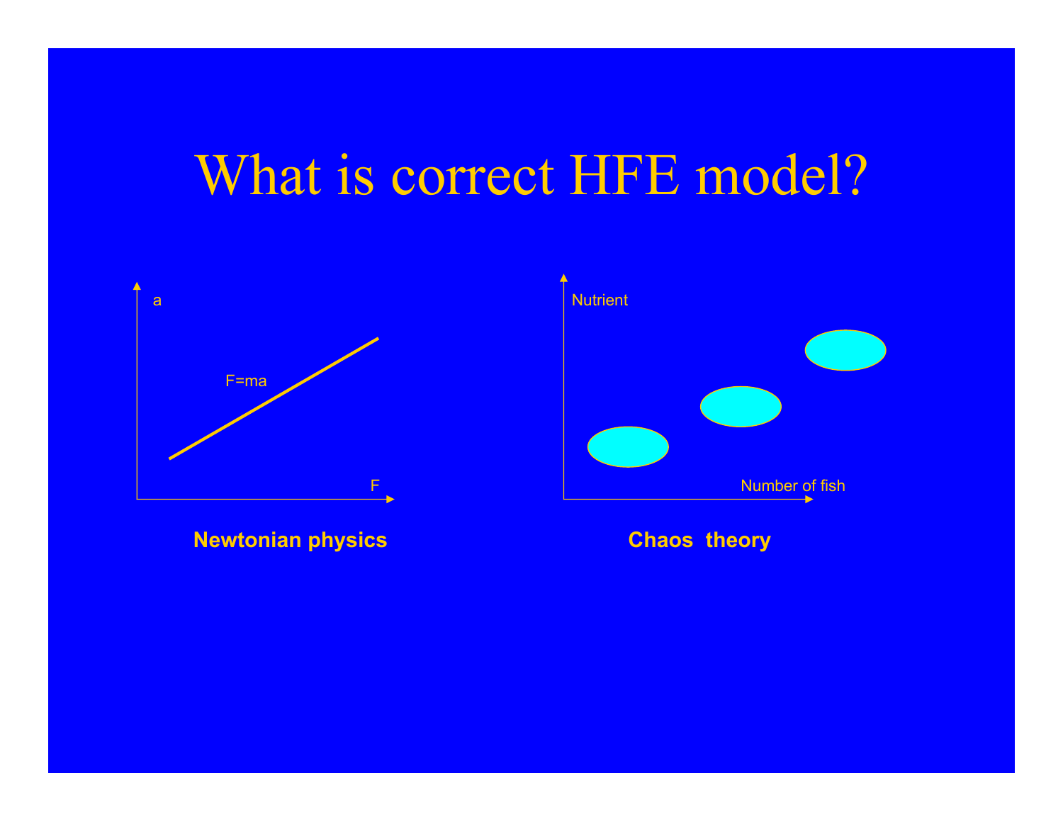# What is correct HFE model?

a

$F=ma$

F

**Newtonian physics**

Nutrient

Number of fish

**Chaos theory**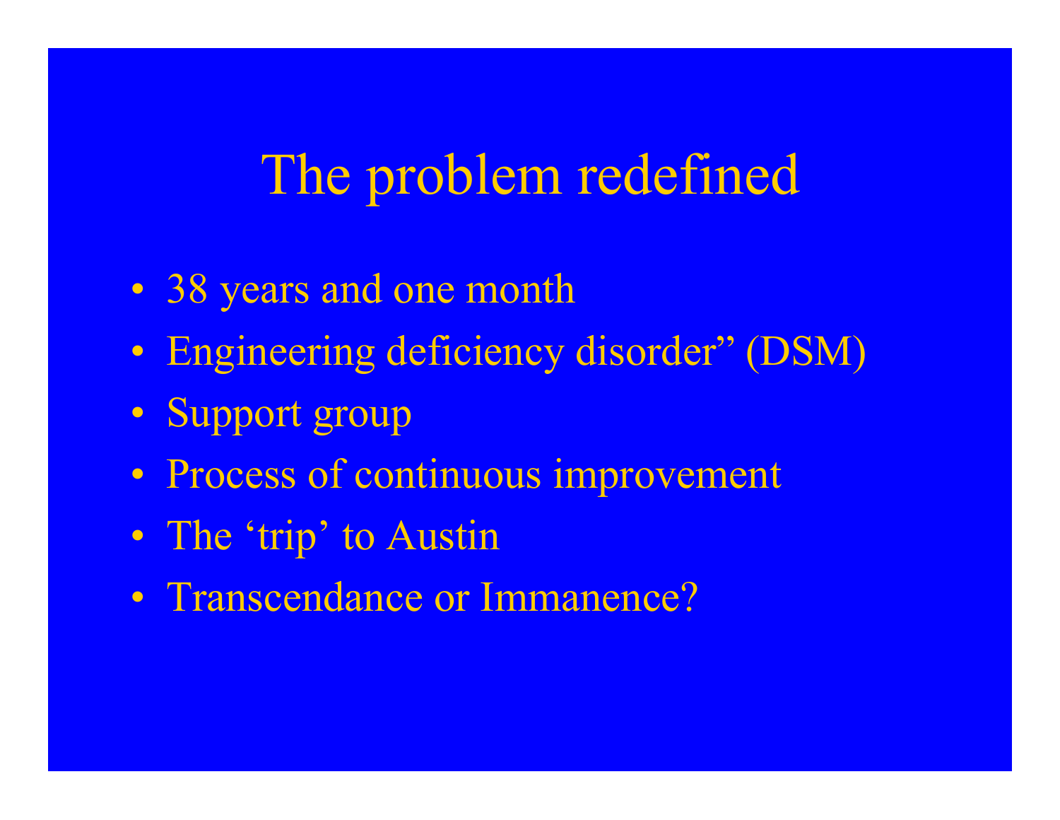# The problem redefined

- 38 years and one month
- Engineering deficiency disorder" (DSM)
- Support group
- Process of continuous improvement
- The 'trip' to Austin
- Transcendance or Immanence?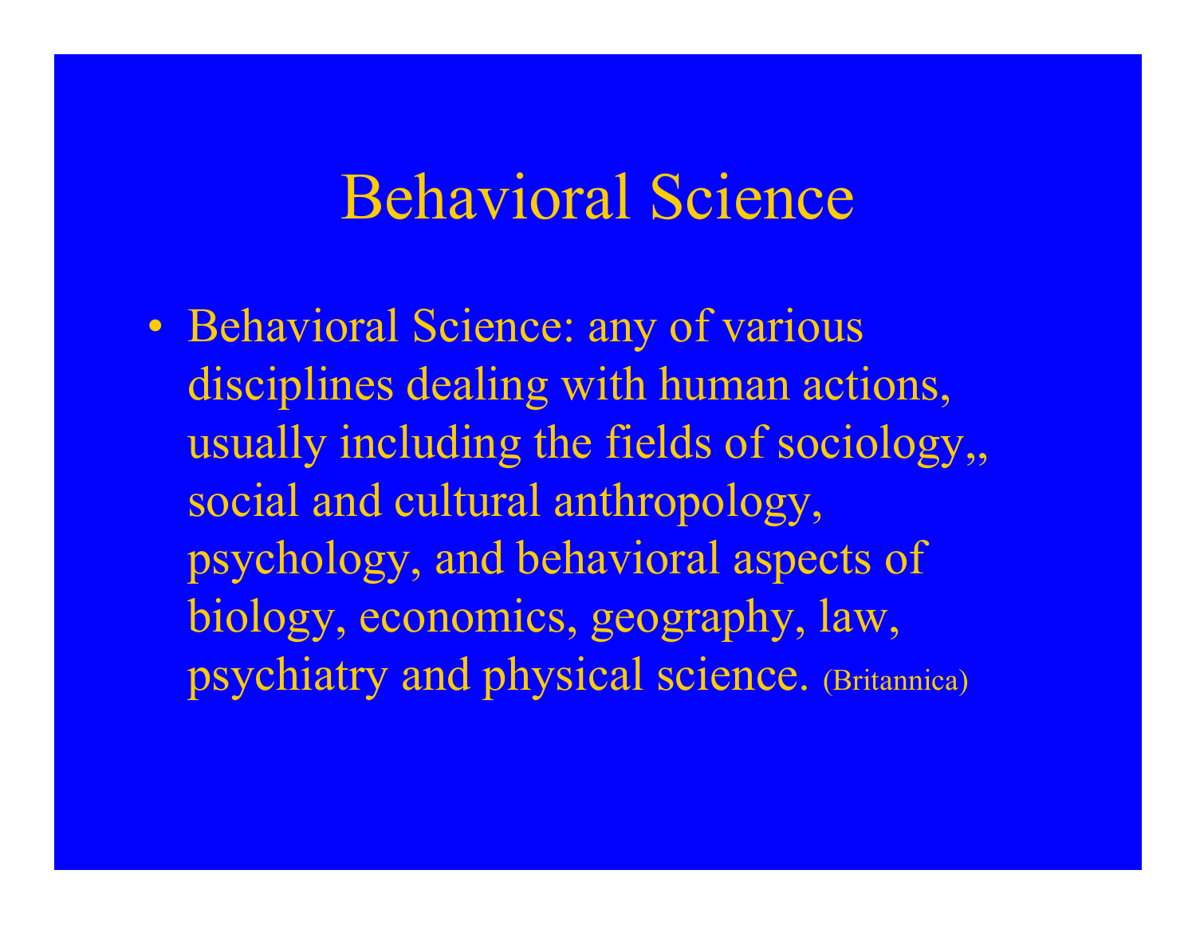# Behavioral Science

- Behavioral Science: any of various disciplines dealing with human actions, usually including the fields of sociology,, social and cultural anthropology, psychology, and behavioral aspects of biology, economics, geography, law, psychiatry and physical science. (Britannica)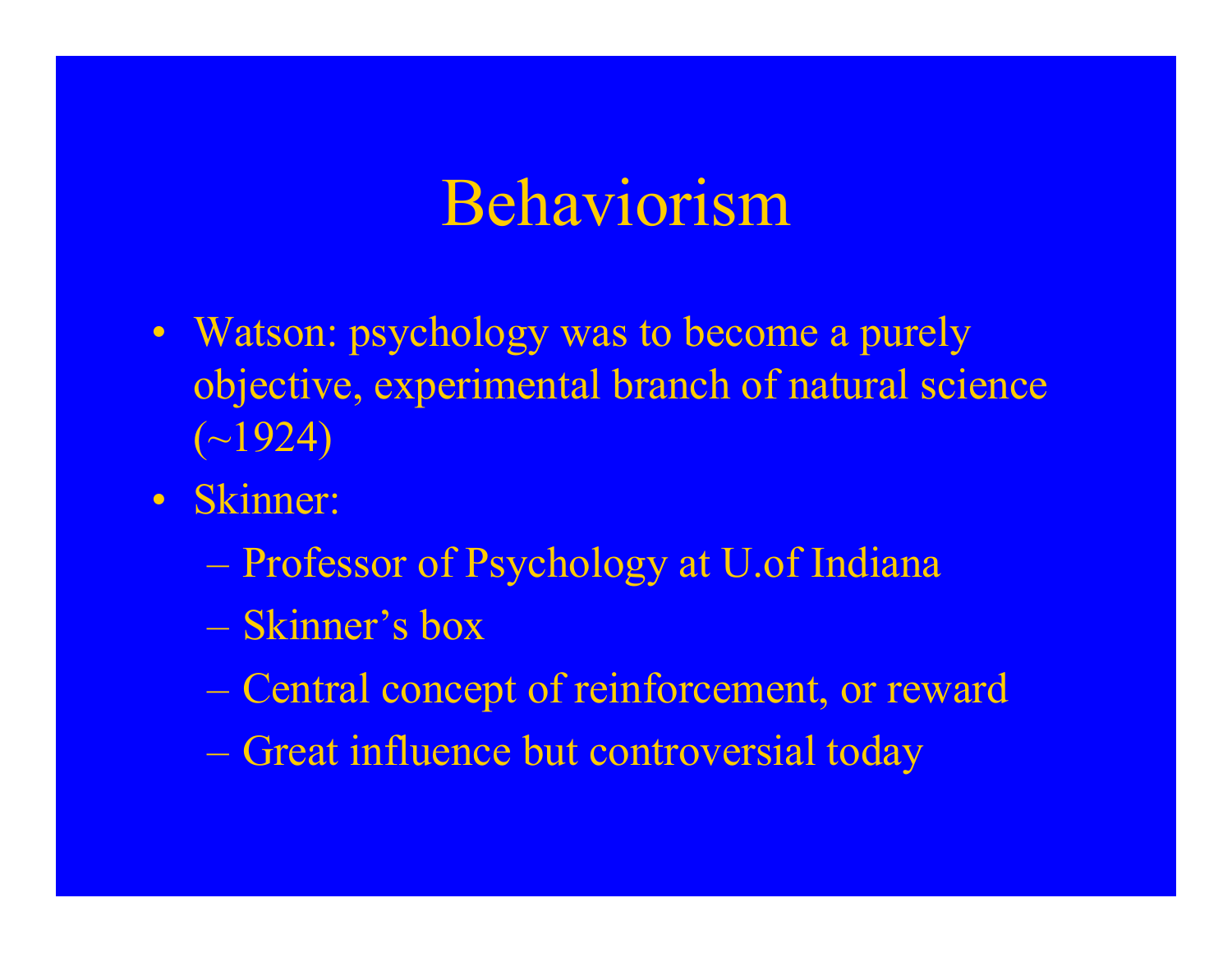# Behaviorism

- Watson: psychology was to become a purely objective, experimental branch of natural science (~1924)
- Skinner:
  - Professor of Psychology at U.of Indiana
  - Skinner's box
  - Central concept of reinforcement, or reward
  - Great influence but controversial today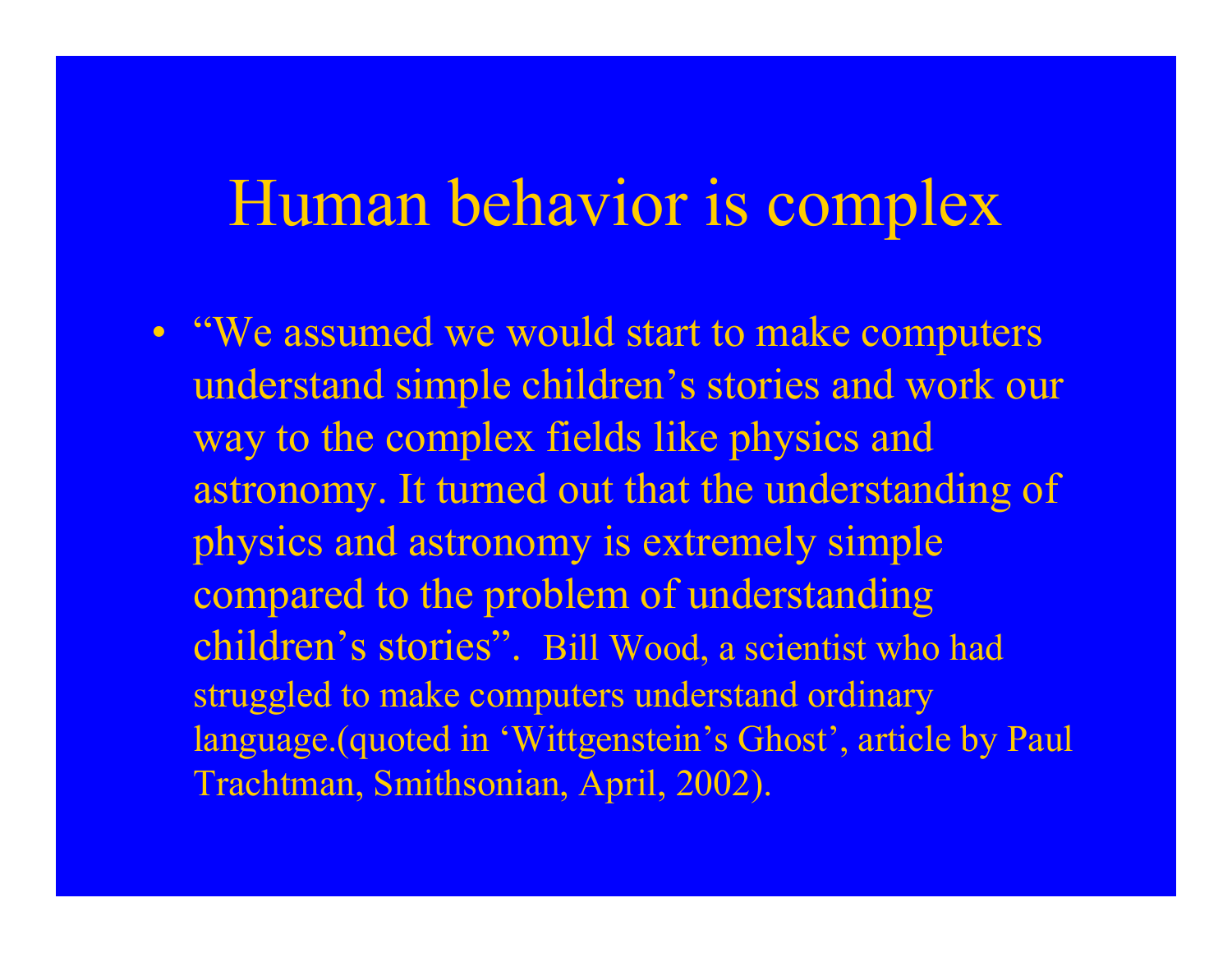# Human behavior is complex

- "We assumed we would start to make computers understand simple children's stories and work our way to the complex fields like physics and astronomy. It turned out that the understanding of physics and astronomy is extremely simple compared to the problem of understanding children's stories". Bill Wood, a scientist who had struggled to make computers understand ordinary language.(quoted in 'Wittgenstein's Ghost', article by Paul Trachtman, Smithsonian, April, 2002).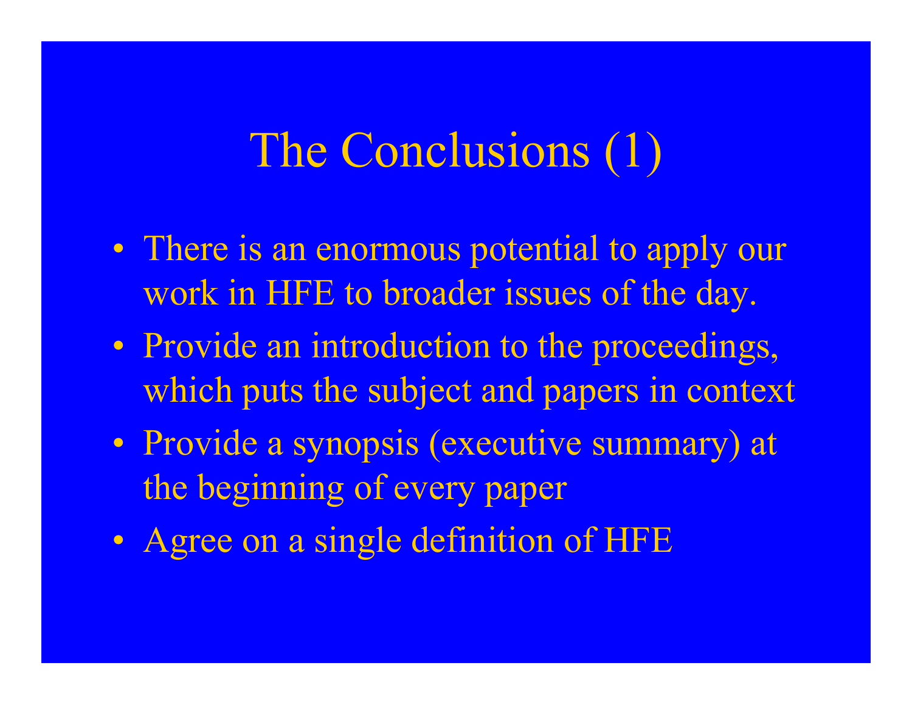# The Conclusions (1)

- There is an enormous potential to apply our work in HFE to broader issues of the day.
- Provide an introduction to the proceedings, which puts the subject and papers in context
- Provide a synopsis (executive summary) at the beginning of every paper
- Agree on a single definition of HFE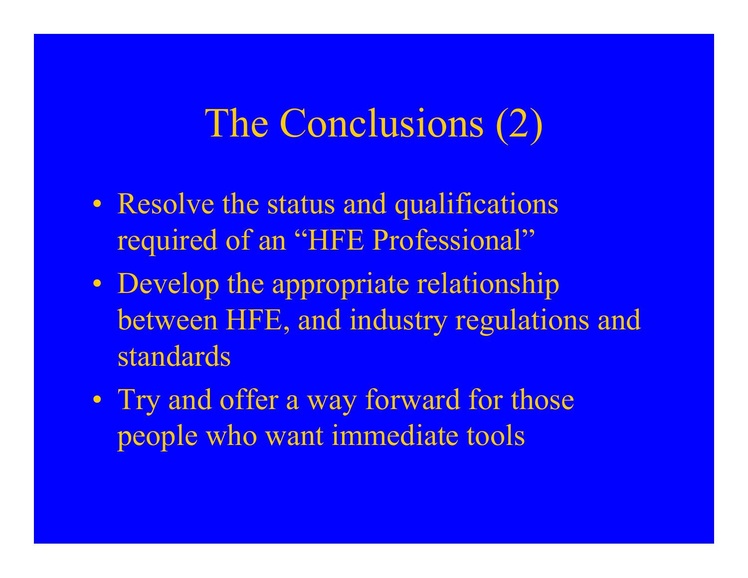# The Conclusions (2)

- Resolve the status and qualifications required of an “HFE Professional”
- Develop the appropriate relationship between HFE, and industry regulations and standards
- Try and offer a way forward for those people who want immediate tools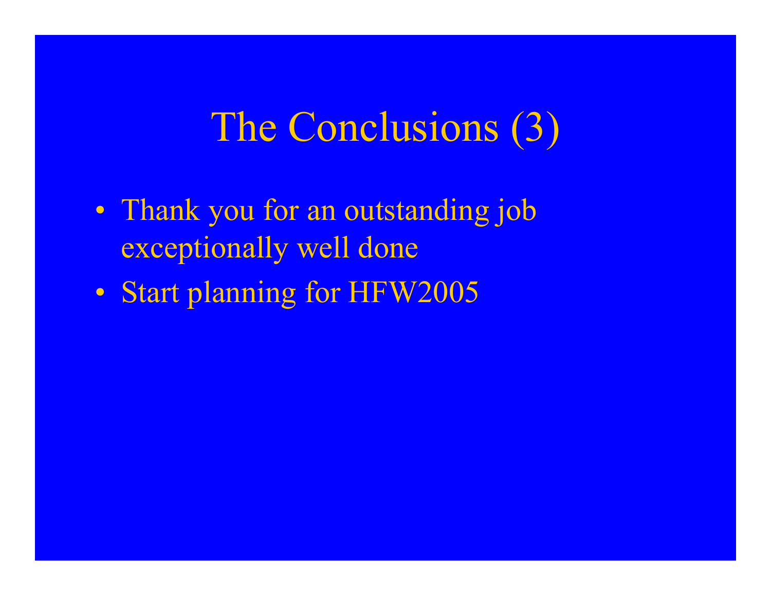# The Conclusions (3)

- Thank you for an outstanding job exceptionally well done
- Start planning for HFW2005